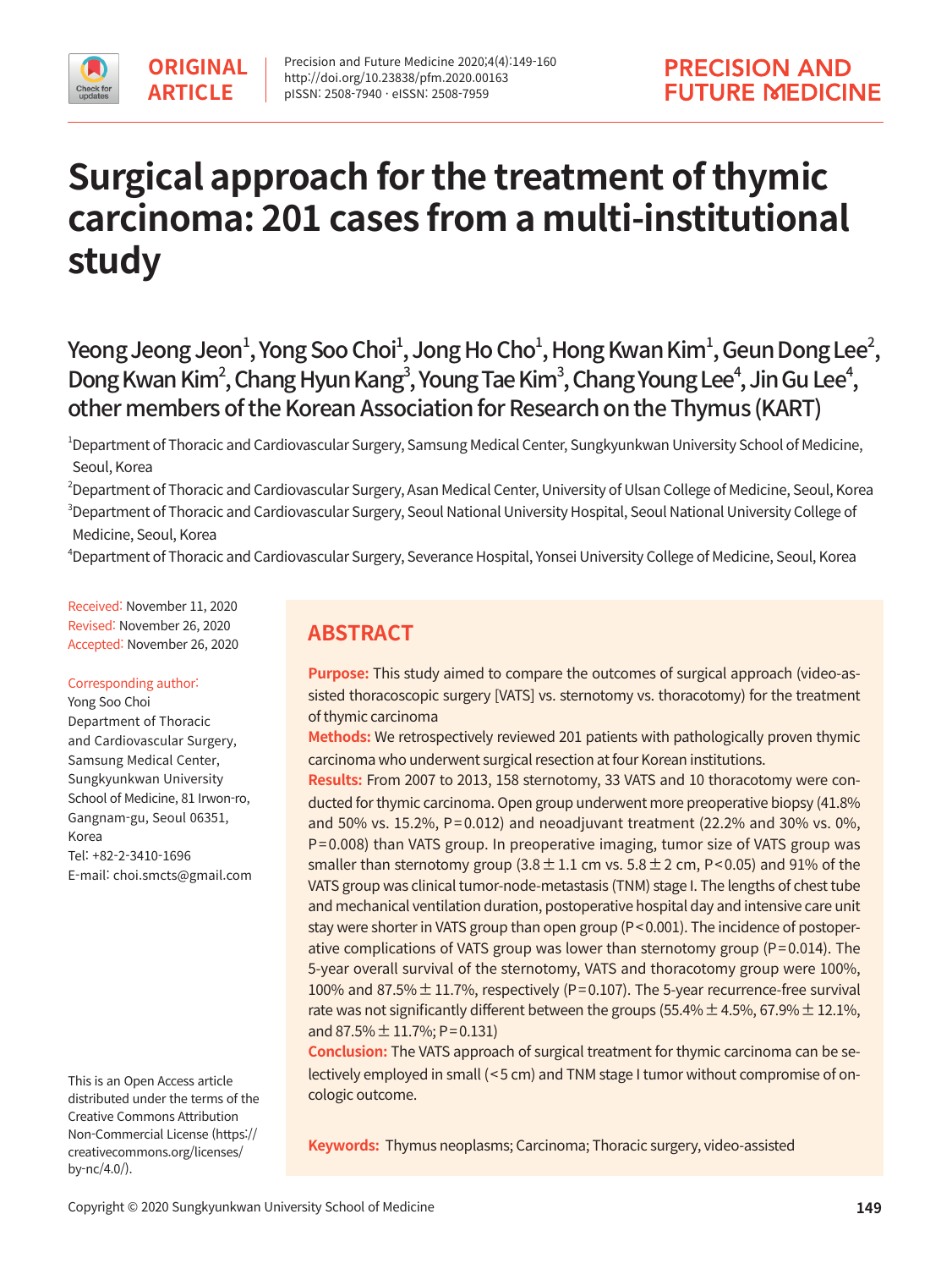ORIGINAL ARTICLE

# Surgical approach for the treatment of thymic carcinoma: 201 cases from a multi-institutional study

Yeong Jeong Jeon[1], Yong Soo Choi[1], Jong Ho Cho[1], Hong Kwan Kim[1], Geun Dong Lee[2], Dong Kwan Kim[2], Chang Hyun Kang[3], Young Tae Kim[3], Chang Young Lee[4], Jin Gu Lee[4], other members of the Korean Association for Research on the Thymus (KART)

[1]Department of Thoracic and Cardiovascular Surgery, Samsung Medical Center, Sungkyunkwan University School of Medicine, Seoul, Korea

[2]Department of Thoracic and Cardiovascular Surgery, Asan Medical Center, University of Ulsan College of Medicine, Seoul, Korea

[3]Department of Thoracic and Cardiovascular Surgery, Seoul National University Hospital, Seoul National University College of Medicine, Seoul, Korea

[4]Department of Thoracic and Cardiovascular Surgery, Severance Hospital, Yonsei University College of Medicine, Seoul, Korea

Received: November 11, 2020
Revised: November 26, 2020
Accepted: November 26, 2020

Corresponding author:
Yong Soo Choi
Department of Thoracic and Cardiovascular Surgery, Samsung Medical Center, Sungkyunkwan University School of Medicine, 81 Irwon-ro, Gangnam-gu, Seoul 06351, Korea
Tel: +82-2-3410-1696
E-mail: choi.smcts@gmail.com

This is an Open Access article distributed under the terms of the Creative Commons Attribution Non-Commercial License (https://creativecommons.org/licenses/by-nc/4.0/).

## ABSTRACT

**Purpose:** This study aimed to compare the outcomes of surgical approach (video-assisted thoracoscopic surgery [VATS] vs. sternotomy vs. thoracotomy) for the treatment of thymic carcinoma

**Methods:** We retrospectively reviewed 201 patients with pathologically proven thymic carcinoma who underwent surgical resection at four Korean institutions.

**Results:** From 2007 to 2013, 158 sternotomy, 33 VATS and 10 thoracotomy were conducted for thymic carcinoma. Open group underwent more preoperative biopsy (41.8% and 50% vs. 15.2%, P=0.012) and neoadjuvant treatment (22.2% and 30% vs. 0%, P=0.008) than VATS group. In preoperative imaging, tumor size of VATS group was smaller than sternotomy group (3.8±1.1 cm vs. 5.8±2 cm, P<0.05) and 91% of the VATS group was clinical tumor-node-metastasis (TNM) stage I. The lengths of chest tube and mechanical ventilation duration, postoperative hospital day and intensive care unit stay were shorter in VATS group than open group (P<0.001). The incidence of postoperative complications of VATS group was lower than sternotomy group (P=0.014). The 5-year overall survival of the sternotomy, VATS and thoracotomy group were 100%, 100% and 87.5%±11.7%, respectively (P=0.107). The 5-year recurrence-free survival rate was not significantly different between the groups (55.4%±4.5%, 67.9%±12.1%, and 87.5%±11.7%; P=0.131)

**Conclusion:** The VATS approach of surgical treatment for thymic carcinoma can be selectively employed in small (<5 cm) and TNM stage I tumor without compromise of oncologic outcome.

**Keywords:** Thymus neoplasms; Carcinoma; Thoracic surgery, video-assisted

Copyright © 2020 Sungkyunkwan University School of Medicine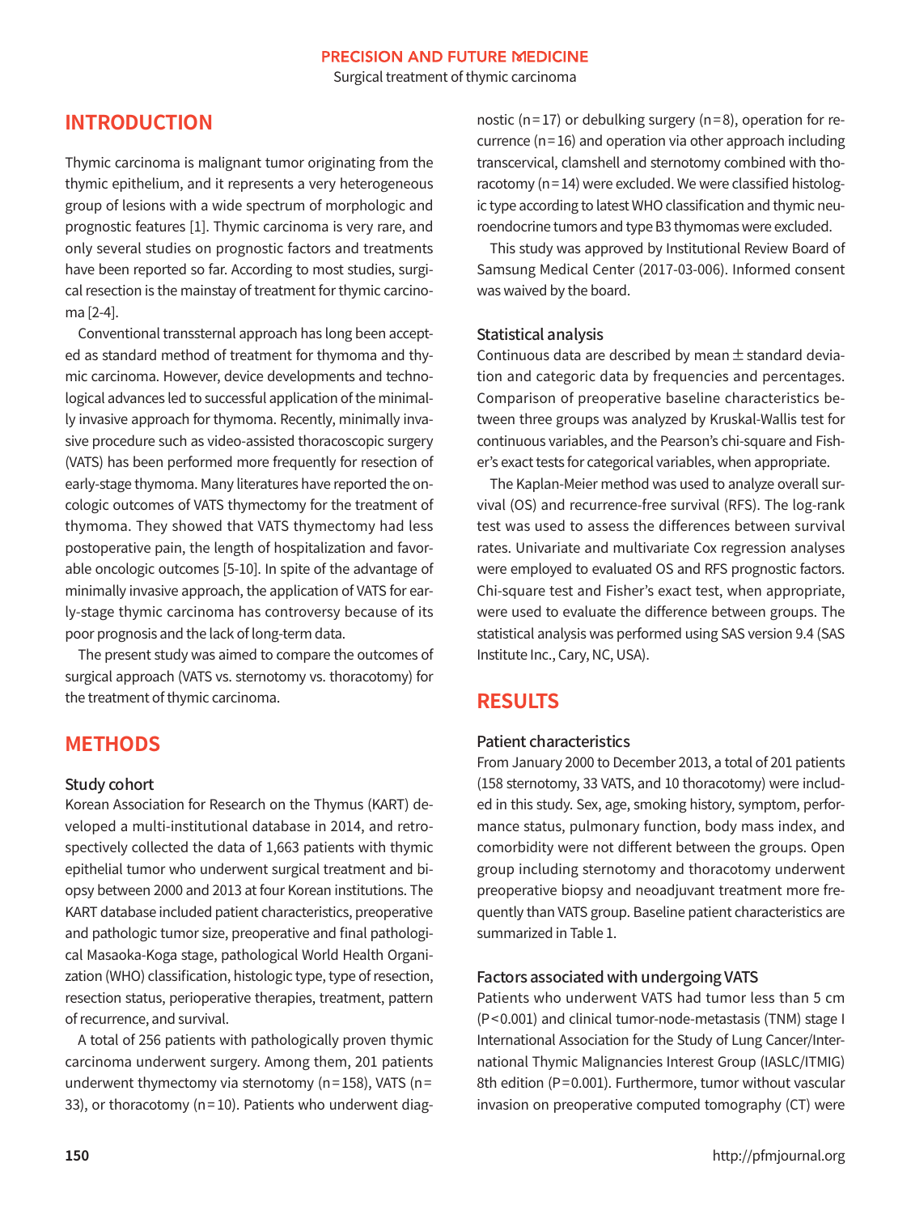## INTRODUCTION

Thymic carcinoma is malignant tumor originating from the thymic epithelium, and it represents a very heterogeneous group of lesions with a wide spectrum of morphologic and prognostic features [1]. Thymic carcinoma is very rare, and only several studies on prognostic factors and treatments have been reported so far. According to most studies, surgical resection is the mainstay of treatment for thymic carcinoma [2-4].

Conventional transsternal approach has long been accepted as standard method of treatment for thymoma and thymic carcinoma. However, device developments and technological advances led to successful application of the minimally invasive approach for thymoma. Recently, minimally invasive procedure such as video-assisted thoracoscopic surgery (VATS) has been performed more frequently for resection of early-stage thymoma. Many literatures have reported the oncologic outcomes of VATS thymectomy for the treatment of thymoma. They showed that VATS thymectomy had less postoperative pain, the length of hospitalization and favorable oncologic outcomes [5-10]. In spite of the advantage of minimally invasive approach, the application of VATS for early-stage thymic carcinoma has controversy because of its poor prognosis and the lack of long-term data.

The present study was aimed to compare the outcomes of surgical approach (VATS vs. sternotomy vs. thoracotomy) for the treatment of thymic carcinoma.

## METHODS

### Study cohort

Korean Association for Research on the Thymus (KART) developed a multi-institutional database in 2014, and retrospectively collected the data of 1,663 patients with thymic epithelial tumor who underwent surgical treatment and biopsy between 2000 and 2013 at four Korean institutions. The KART database included patient characteristics, preoperative and pathologic tumor size, preoperative and final pathological Masaoka-Koga stage, pathological World Health Organization (WHO) classification, histologic type, type of resection, resection status, perioperative therapies, treatment, pattern of recurrence, and survival.

A total of 256 patients with pathologically proven thymic carcinoma underwent surgery. Among them, 201 patients underwent thymectomy via sternotomy (n=158), VATS (n=33), or thoracotomy (n=10). Patients who underwent diagnostic (n=17) or debulking surgery (n=8), operation for recurrence (n=16) and operation via other approach including transcervical, clamshell and sternotomy combined with thoracotomy (n=14) were excluded. We were classified histologic type according to latest WHO classification and thymic neuroendocrine tumors and type B3 thymomas were excluded.

This study was approved by Institutional Review Board of Samsung Medical Center (2017-03-006). Informed consent was waived by the board.

### Statistical analysis

Continuous data are described by mean ± standard deviation and categoric data by frequencies and percentages. Comparison of preoperative baseline characteristics between three groups was analyzed by Kruskal-Wallis test for continuous variables, and the Pearson's chi-square and Fisher's exact tests for categorical variables, when appropriate.

The Kaplan-Meier method was used to analyze overall survival (OS) and recurrence-free survival (RFS). The log-rank test was used to assess the differences between survival rates. Univariate and multivariate Cox regression analyses were employed to evaluated OS and RFS prognostic factors. Chi-square test and Fisher's exact test, when appropriate, were used to evaluate the difference between groups. The statistical analysis was performed using SAS version 9.4 (SAS Institute Inc., Cary, NC, USA).

## RESULTS

### Patient characteristics

From January 2000 to December 2013, a total of 201 patients (158 sternotomy, 33 VATS, and 10 thoracotomy) were included in this study. Sex, age, smoking history, symptom, performance status, pulmonary function, body mass index, and comorbidity were not different between the groups. Open group including sternotomy and thoracotomy underwent preoperative biopsy and neoadjuvant treatment more frequently than VATS group. Baseline patient characteristics are summarized in Table 1.

### Factors associated with undergoing VATS

Patients who underwent VATS had tumor less than 5 cm ($P<0.001$) and clinical tumor-node-metastasis (TNM) stage I International Association for the Study of Lung Cancer/International Thymic Malignancies Interest Group (IASLC/ITMIG) 8th edition ($P=0.001$). Furthermore, tumor without vascular invasion on preoperative computed tomography (CT) were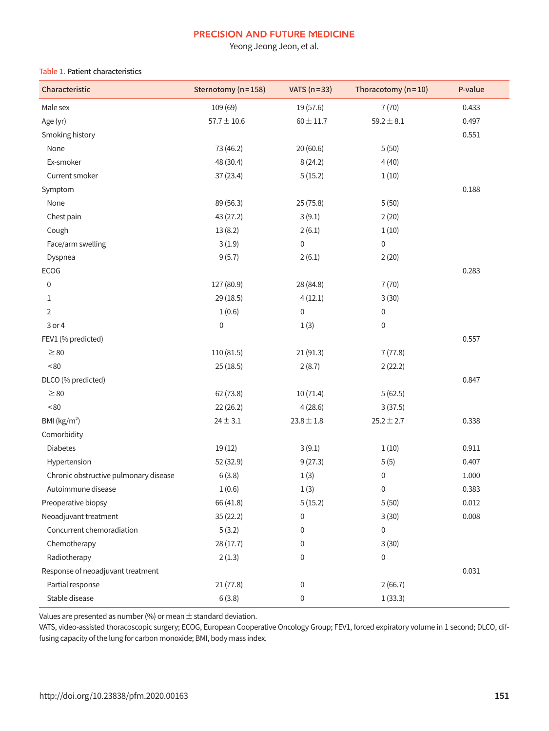Table 1. Patient characteristics

| Characteristic | Sternotomy (n=158) | VATS (n=33) | Thoracotomy (n=10) | P-value |
|---|---|---|---|---|
| Male sex | 109 (69) | 19 (57.6) | 7 (70) | 0.433 |
| Age (yr) | 57.7±10.6 | 60±11.7 | 59.2±8.1 | 0.497 |
| Smoking history | | | | 0.551 |
| None | 73 (46.2) | 20 (60.6) | 5 (50) | |
| Ex-smoker | 48 (30.4) | 8 (24.2) | 4 (40) | |
| Current smoker | 37 (23.4) | 5 (15.2) | 1 (10) | |
| Symptom | | | | 0.188 |
| None | 89 (56.3) | 25 (75.8) | 5 (50) | |
| Chest pain | 43 (27.2) | 3 (9.1) | 2 (20) | |
| Cough | 13 (8.2) | 2 (6.1) | 1 (10) | |
| Face/arm swelling | 3 (1.9) | 0 | 0 | |
| Dyspnea | 9 (5.7) | 2 (6.1) | 2 (20) | |
| ECOG | | | | 0.283 |
| 0 | 127 (80.9) | 28 (84.8) | 7 (70) | |
| 1 | 29 (18.5) | 4 (12.1) | 3 (30) | |
| 2 | 1 (0.6) | 0 | 0 | |
| 3 or 4 | 0 | 1 (3) | 0 | |
| FEV1 (% predicted) | | | | 0.557 |
| ≥80 | 110 (81.5) | 21 (91.3) | 7 (77.8) | |
| <80 | 25 (18.5) | 2 (8.7) | 2 (22.2) | |
| DLCO (% predicted) | | | | 0.847 |
| ≥80 | 62 (73.8) | 10 (71.4) | 5 (62.5) | |
| <80 | 22 (26.2) | 4 (28.6) | 3 (37.5) | |
| BMI (kg/m$^2$) | 24±3.1 | 23.8±1.8 | 25.2±2.7 | 0.338 |
| Comorbidity | | | | |
| Diabetes | 19 (12) | 3 (9.1) | 1 (10) | 0.911 |
| Hypertension | 52 (32.9) | 9 (27.3) | 5 (5) | 0.407 |
| Chronic obstructive pulmonary disease | 6 (3.8) | 1 (3) | 0 | 1.000 |
| Autoimmune disease | 1 (0.6) | 1 (3) | 0 | 0.383 |
| Preoperative biopsy | 66 (41.8) | 5 (15.2) | 5 (50) | 0.012 |
| Neoadjuvant treatment | 35 (22.2) | 0 | 3 (30) | 0.008 |
| Concurrent chemoradiation | 5 (3.2) | 0 | 0 | |
| Chemotherapy | 28 (17.7) | 0 | 3 (30) | |
| Radiotherapy | 2 (1.3) | 0 | 0 | |
| Response of neoadjuvant treatment | | | | 0.031 |
| Partial response | 21 (77.8) | 0 | 2 (66.7) | |
| Stable disease | 6 (3.8) | 0 | 1 (33.3) | |

Values are presented as number (%) or mean±standard deviation.

VATS, video-assisted thoracoscopic surgery; ECOG, European Cooperative Oncology Group; FEV1, forced expiratory volume in 1 second; DLCO, diffusing capacity of the lung for carbon monoxide; BMI, body mass index.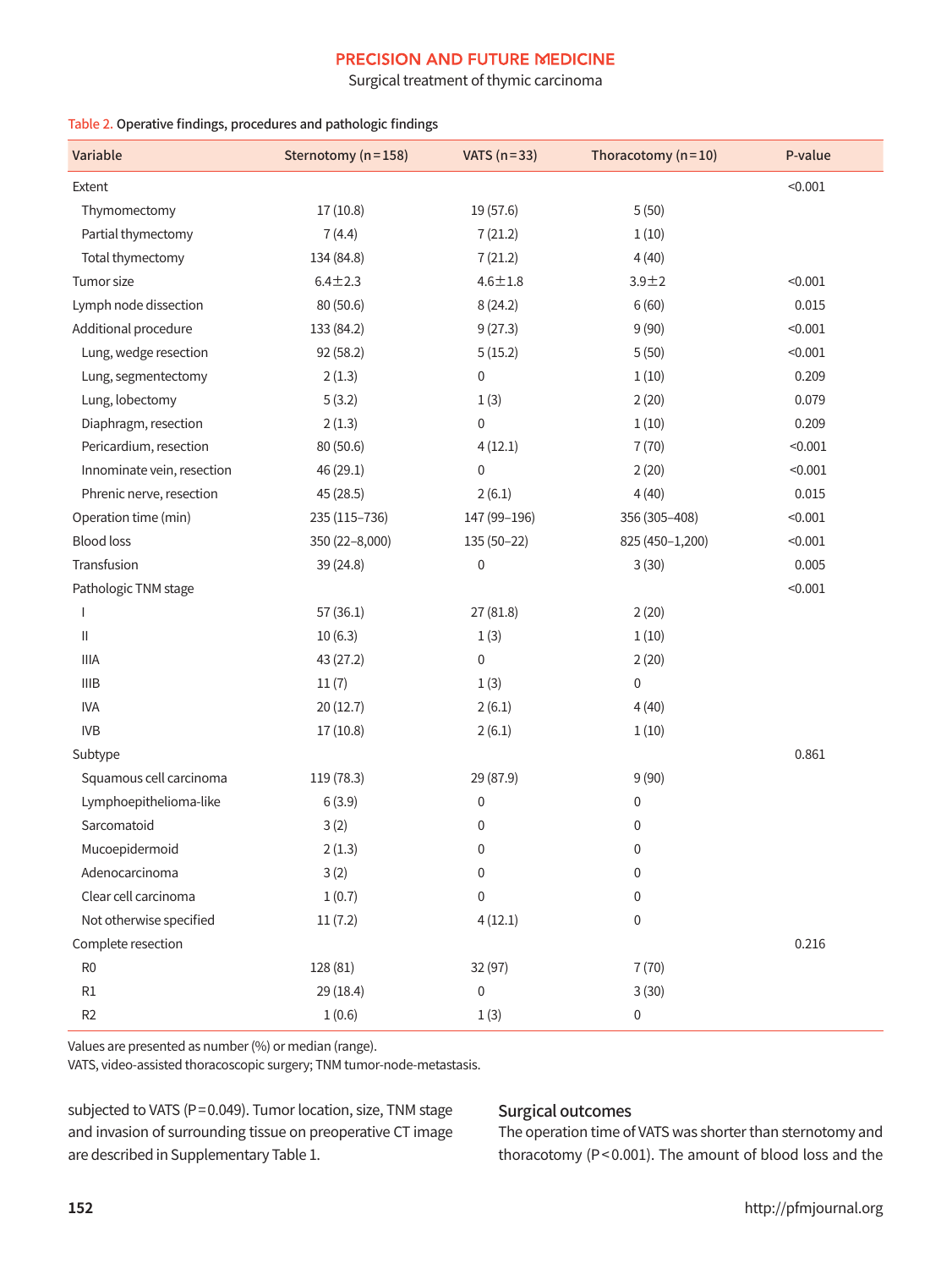Table 2. Operative findings, procedures and pathologic findings

| Variable | Sternotomy (n=158) | VATS (n=33) | Thoracotomy (n=10) | P-value |
|---|---|---|---|---|
| Extent | | | | <0.001 |
| Thymomectomy | 17 (10.8) | 19 (57.6) | 5 (50) | |
| Partial thymectomy | 7 (4.4) | 7 (21.2) | 1 (10) | |
| Total thymectomy | 134 (84.8) | 7 (21.2) | 4 (40) | |
| Tumor size | 6.4±2.3 | 4.6±1.8 | 3.9±2 | <0.001 |
| Lymph node dissection | 80 (50.6) | 8 (24.2) | 6 (60) | 0.015 |
| Additional procedure | 133 (84.2) | 9 (27.3) | 9 (90) | <0.001 |
| Lung, wedge resection | 92 (58.2) | 5 (15.2) | 5 (50) | <0.001 |
| Lung, segmentectomy | 2 (1.3) | 0 | 1 (10) | 0.209 |
| Lung, lobectomy | 5 (3.2) | 1 (3) | 2 (20) | 0.079 |
| Diaphragm, resection | 2 (1.3) | 0 | 1 (10) | 0.209 |
| Pericardium, resection | 80 (50.6) | 4 (12.1) | 7 (70) | <0.001 |
| Innominate vein, resection | 46 (29.1) | 0 | 2 (20) | <0.001 |
| Phrenic nerve, resection | 45 (28.5) | 2 (6.1) | 4 (40) | 0.015 |
| Operation time (min) | 235 (115–736) | 147 (99–196) | 356 (305–408) | <0.001 |
| Blood loss | 350 (22–8,000) | 135 (50–22) | 825 (450–1,200) | <0.001 |
| Transfusion | 39 (24.8) | 0 | 3 (30) | 0.005 |
| Pathologic TNM stage | | | | <0.001 |
| I | 57 (36.1) | 27 (81.8) | 2 (20) | |
| II | 10 (6.3) | 1 (3) | 1 (10) | |
| IIIA | 43 (27.2) | 0 | 2 (20) | |
| IIIB | 11 (7) | 1 (3) | 0 | |
| IVA | 20 (12.7) | 2 (6.1) | 4 (40) | |
| IVB | 17 (10.8) | 2 (6.1) | 1 (10) | |
| Subtype | | | | 0.861 |
| Squamous cell carcinoma | 119 (78.3) | 29 (87.9) | 9 (90) | |
| Lymphoepithelioma-like | 6 (3.9) | 0 | 0 | |
| Sarcomatoid | 3 (2) | 0 | 0 | |
| Mucoepidermoid | 2 (1.3) | 0 | 0 | |
| Adenocarcinoma | 3 (2) | 0 | 0 | |
| Clear cell carcinoma | 1 (0.7) | 0 | 0 | |
| Not otherwise specified | 11 (7.2) | 4 (12.1) | 0 | |
| Complete resection | | | | 0.216 |
| R0 | 128 (81) | 32 (97) | 7 (70) | |
| R1 | 29 (18.4) | 0 | 3 (30) | |
| R2 | 1 (0.6) | 1 (3) | 0 | |

Values are presented as number (%) or median (range).
VATS, video-assisted thoracoscopic surgery; TNM tumor-node-metastasis.

subjected to VATS ($P=0.049$). Tumor location, size, TNM stage and invasion of surrounding tissue on preoperative CT image are described in Supplementary Table 1.

### Surgical outcomes

The operation time of VATS was shorter than sternotomy and thoracotomy ($P<0.001$). The amount of blood loss and the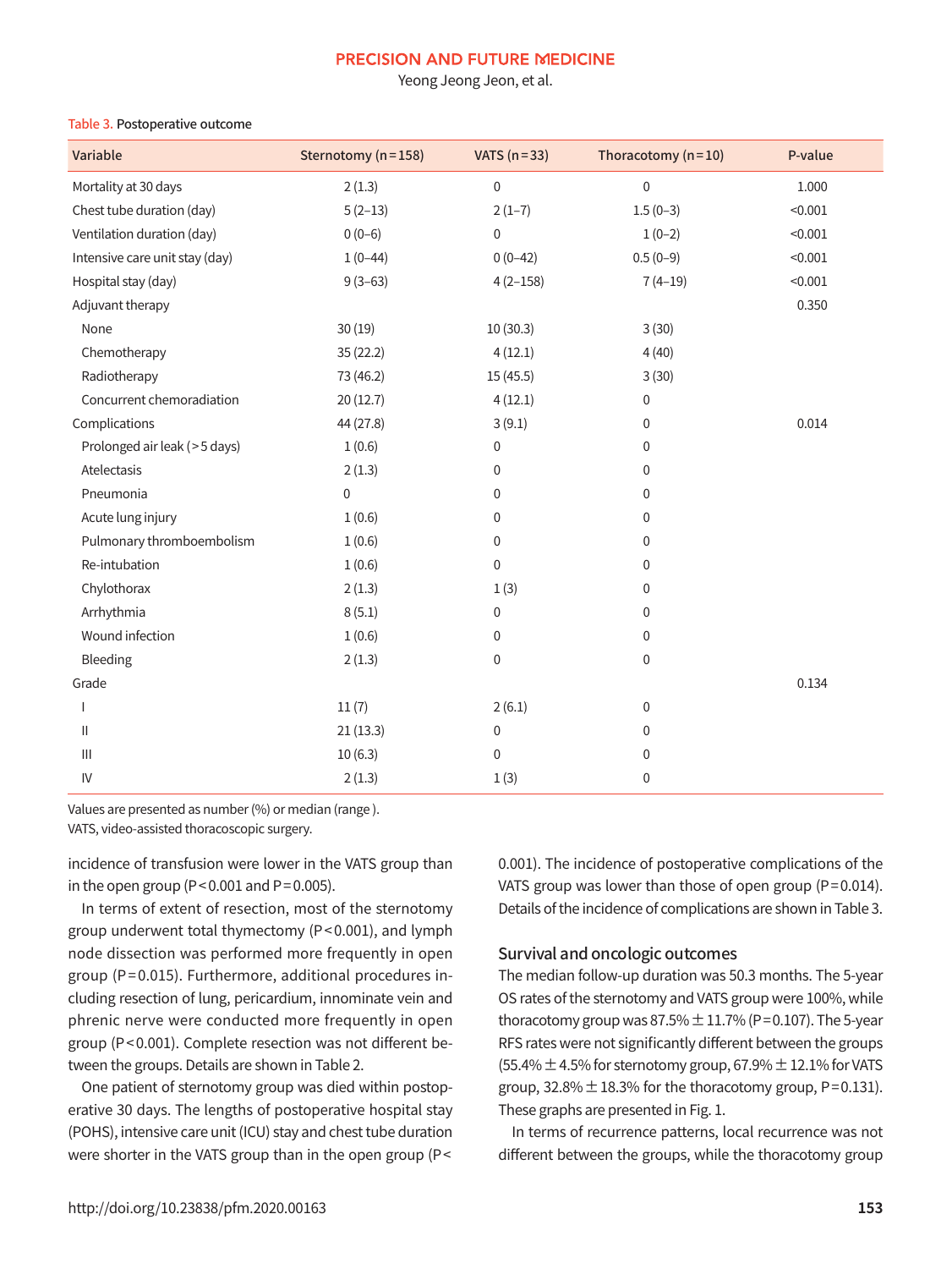Table 3. Postoperative outcome

| Variable | Sternotomy (n=158) | VATS (n=33) | Thoracotomy (n=10) | P-value |
|---|---|---|---|---|
| Mortality at 30 days | 2 (1.3) | 0 | 0 | 1.000 |
| Chest tube duration (day) | 5 (2–13) | 2 (1–7) | 1.5 (0–3) | <0.001 |
| Ventilation duration (day) | 0 (0–6) | 0 | 1 (0–2) | <0.001 |
| Intensive care unit stay (day) | 1 (0–44) | 0 (0–42) | 0.5 (0–9) | <0.001 |
| Hospital stay (day) | 9 (3–63) | 4 (2–158) | 7 (4–19) | <0.001 |
| Adjuvant therapy | | | | 0.350 |
| None | 30 (19) | 10 (30.3) | 3 (30) | |
| Chemotherapy | 35 (22.2) | 4 (12.1) | 4 (40) | |
| Radiotherapy | 73 (46.2) | 15 (45.5) | 3 (30) | |
| Concurrent chemoradiation | 20 (12.7) | 4 (12.1) | 0 | |
| Complications | 44 (27.8) | 3 (9.1) | 0 | 0.014 |
| Prolonged air leak (>5 days) | 1 (0.6) | 0 | 0 | |
| Atelectasis | 2 (1.3) | 0 | 0 | |
| Pneumonia | 0 | 0 | 0 | |
| Acute lung injury | 1 (0.6) | 0 | 0 | |
| Pulmonary thromboembolism | 1 (0.6) | 0 | 0 | |
| Re-intubation | 1 (0.6) | 0 | 0 | |
| Chylothorax | 2 (1.3) | 1 (3) | 0 | |
| Arrhythmia | 8 (5.1) | 0 | 0 | |
| Wound infection | 1 (0.6) | 0 | 0 | |
| Bleeding | 2 (1.3) | 0 | 0 | |
| Grade | | | | 0.134 |
| I | 11 (7) | 2 (6.1) | 0 | |
| II | 21 (13.3) | 0 | 0 | |
| III | 10 (6.3) | 0 | 0 | |
| IV | 2 (1.3) | 1 (3) | 0 | |

Values are presented as number (%) or median (range).
VATS, video-assisted thoracoscopic surgery.

incidence of transfusion were lower in the VATS group than in the open group (P<0.001 and P=0.005).

In terms of extent of resection, most of the sternotomy group underwent total thymectomy (P<0.001), and lymph node dissection was performed more frequently in open group (P=0.015). Furthermore, additional procedures including resection of lung, pericardium, innominate vein and phrenic nerve were conducted more frequently in open group (P<0.001). Complete resection was not different between the groups. Details are shown in Table 2.

One patient of sternotomy group was died within postoperative 30 days. The lengths of postoperative hospital stay (POHS), intensive care unit (ICU) stay and chest tube duration were shorter in the VATS group than in the open group (P<0.001). The incidence of postoperative complications of the VATS group was lower than those of open group (P=0.014). Details of the incidence of complications are shown in Table 3.

## Survival and oncologic outcomes

The median follow-up duration was 50.3 months. The 5-year OS rates of the sternotomy and VATS group were 100%, while thoracotomy group was 87.5%±11.7% (P=0.107). The 5-year RFS rates were not significantly different between the groups (55.4%±4.5% for sternotomy group, 67.9%±12.1% for VATS group, 32.8%±18.3% for the thoracotomy group, P=0.131). These graphs are presented in Fig. 1.

In terms of recurrence patterns, local recurrence was not different between the groups, while the thoracotomy group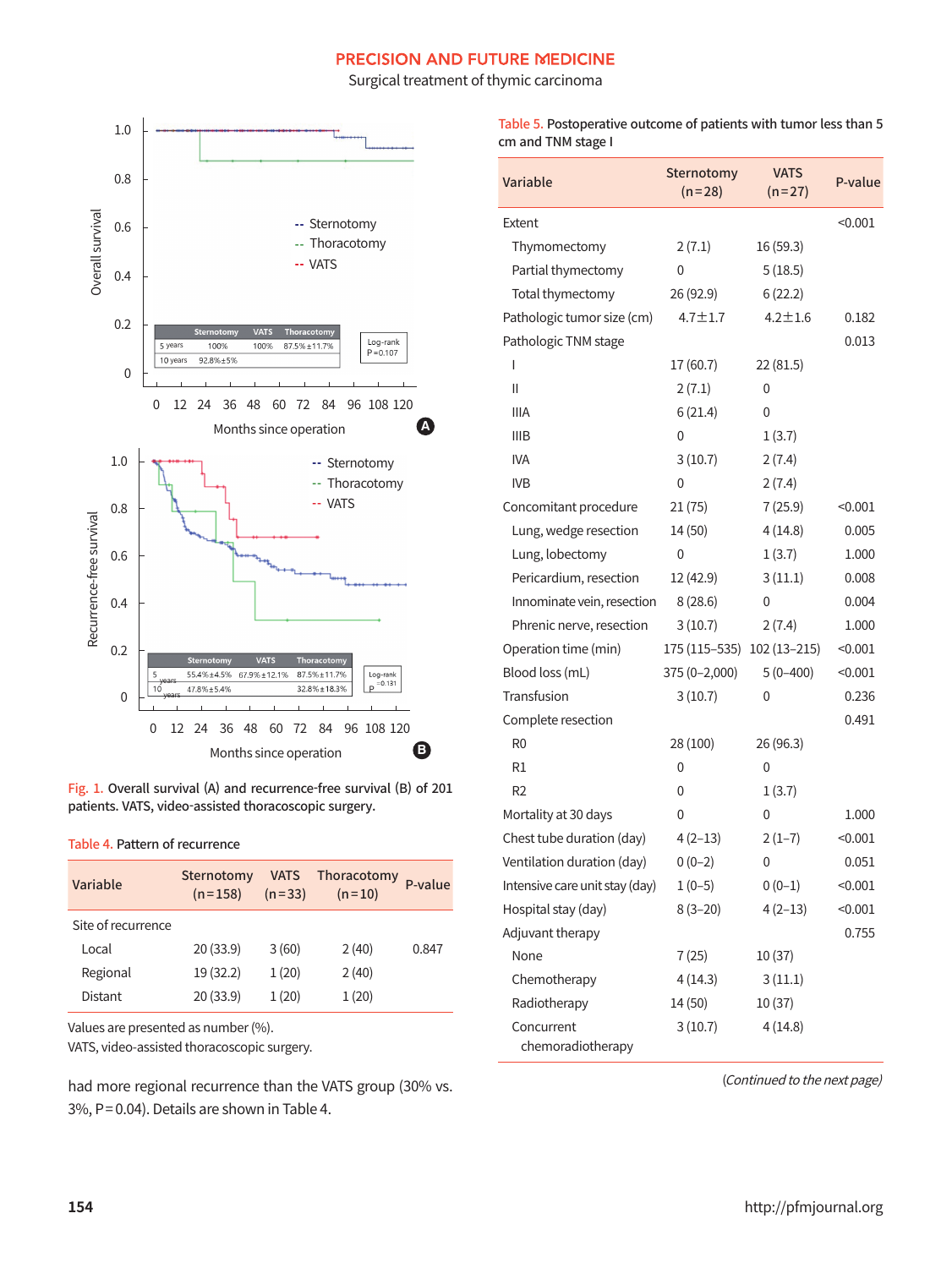Fig. 1. Overall survival (A) and recurrence-free survival (B) of 201 patients. VATS, video-assisted thoracoscopic surgery.

Table 4. Pattern of recurrence

| Variable | Sternotomy (n=158) | VATS (n=33) | Thoracotomy (n=10) | P-value |
|---|---|---|---|---|
| Site of recurrence | | | | |
| Local | 20 (33.9) | 3 (60) | 2 (40) | 0.847 |
| Regional | 19 (32.2) | 1 (20) | 2 (40) | |
| Distant | 20 (33.9) | 1 (20) | 1 (20) | |

Values are presented as number (%).
VATS, video-assisted thoracoscopic surgery.

had more regional recurrence than the VATS group (30% vs. 3%, P=0.04). Details are shown in Table 4.

Table 5. Postoperative outcome of patients with tumor less than 5 cm and TNM stage I

| Variable | Sternotomy (n=28) | VATS (n=27) | P-value |
|---|---|---|---|
| Extent | | | <0.001 |
| Thymomectomy | 2 (7.1) | 16 (59.3) | |
| Partial thymectomy | 0 | 5 (18.5) | |
| Total thymectomy | 26 (92.9) | 6 (22.2) | |
| Pathologic tumor size (cm) | 4.7±1.7 | 4.2±1.6 | 0.182 |
| Pathologic TNM stage | | | 0.013 |
| I | 17 (60.7) | 22 (81.5) | |
| II | 2 (7.1) | 0 | |
| IIIA | 6 (21.4) | 0 | |
| IIIB | 0 | 1 (3.7) | |
| IVA | 3 (10.7) | 2 (7.4) | |
| IVB | 0 | 2 (7.4) | |
| Concomitant procedure | 21 (75) | 7 (25.9) | <0.001 |
| Lung, wedge resection | 14 (50) | 4 (14.8) | 0.005 |
| Lung, lobectomy | 0 | 1 (3.7) | 1.000 |
| Pericardium, resection | 12 (42.9) | 3 (11.1) | 0.008 |
| Innominate vein, resection | 8 (28.6) | 0 | 0.004 |
| Phrenic nerve, resection | 3 (10.7) | 2 (7.4) | 1.000 |
| Operation time (min) | 175 (115–535) | 102 (13–215) | <0.001 |
| Blood loss (mL) | 375 (0–2,000) | 5 (0–400) | <0.001 |
| Transfusion | 3 (10.7) | 0 | 0.236 |
| Complete resection | | | 0.491 |
| R0 | 28 (100) | 26 (96.3) | |
| R1 | 0 | 0 | |
| R2 | 0 | 1 (3.7) | |
| Mortality at 30 days | 0 | 0 | 1.000 |
| Chest tube duration (day) | 4 (2–13) | 2 (1–7) | <0.001 |
| Ventilation duration (day) | 0 (0–2) | 0 | 0.051 |
| Intensive care unit stay (day) | 1 (0–5) | 0 (0–1) | <0.001 |
| Hospital stay (day) | 8 (3–20) | 4 (2–13) | <0.001 |
| Adjuvant therapy | | | 0.755 |
| None | 7 (25) | 10 (37) | |
| Chemotherapy | 4 (14.3) | 3 (11.1) | |
| Radiotherapy | 14 (50) | 10 (37) | |
| Concurrent chemoradiotherapy | 3 (10.7) | 4 (14.8) | |

*(Continued to the next page)*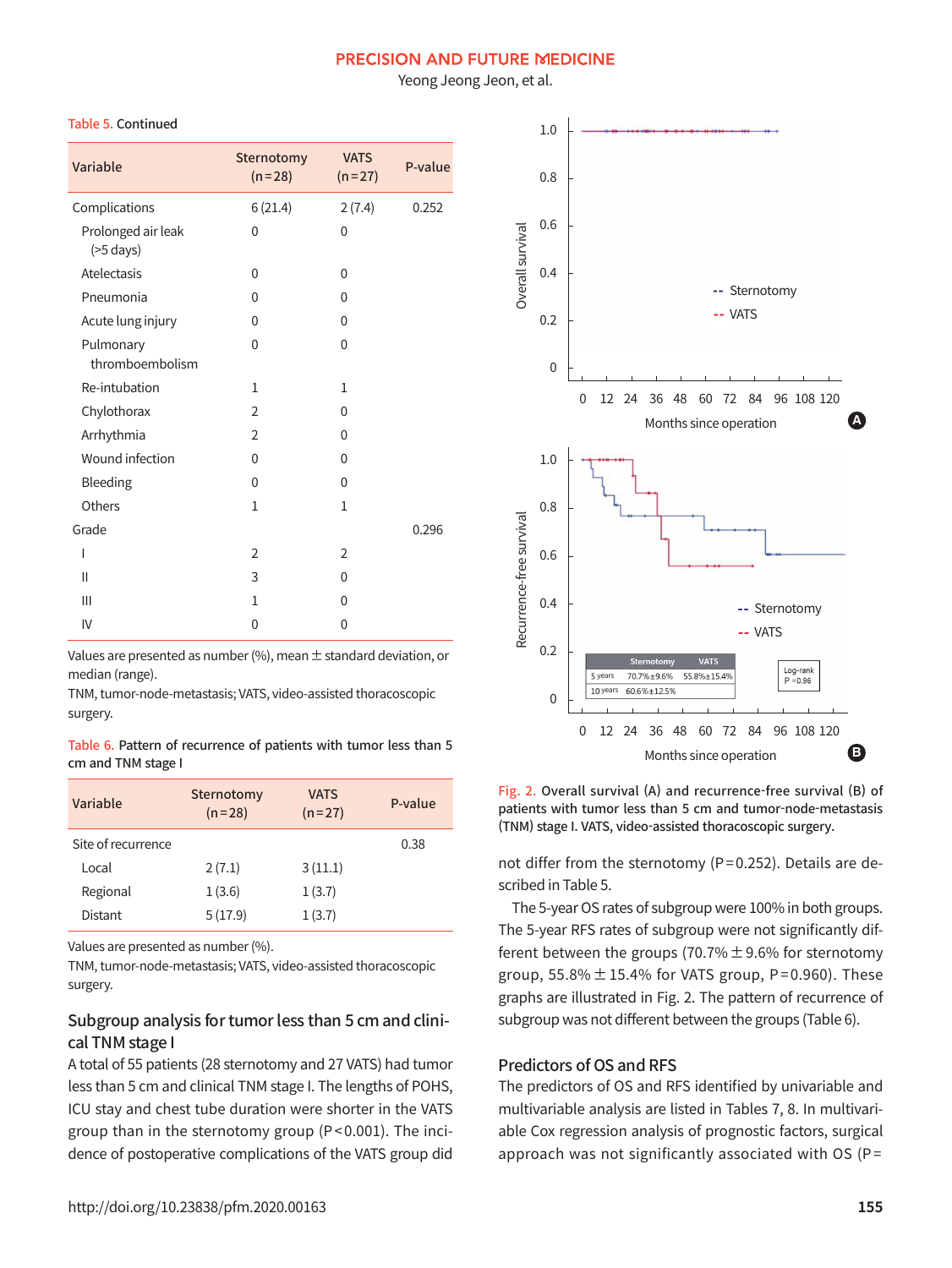Table 5. Continued

| Variable | Sternotomy (n=28) | VATS (n=27) | P-value |
|---|---|---|---|
| Complications | 6 (21.4) | 2 (7.4) | 0.252 |
| Prolonged air leak (>5 days) | 0 | 0 | |
| Atelectasis | 0 | 0 | |
| Pneumonia | 0 | 0 | |
| Acute lung injury | 0 | 0 | |
| Pulmonary thromboembolism | 0 | 0 | |
| Re-intubation | 1 | 1 | |
| Chylothorax | 2 | 0 | |
| Arrhythmia | 2 | 0 | |
| Wound infection | 0 | 0 | |
| Bleeding | 0 | 0 | |
| Others | 1 | 1 | |
| Grade | | | 0.296 |
| I | 2 | 2 | |
| II | 3 | 0 | |
| III | 1 | 0 | |
| IV | 0 | 0 | |

Values are presented as number (%), mean ± standard deviation, or median (range).
TNM, tumor-node-metastasis; VATS, video-assisted thoracoscopic surgery.

Table 6. Pattern of recurrence of patients with tumor less than 5 cm and TNM stage I

| Variable | Sternotomy (n=28) | VATS (n=27) | P-value |
|---|---|---|---|
| Site of recurrence | | | 0.38 |
| Local | 2 (7.1) | 3 (11.1) | |
| Regional | 1 (3.6) | 1 (3.7) | |
| Distant | 5 (17.9) | 1 (3.7) | |

Values are presented as number (%).
TNM, tumor-node-metastasis; VATS, video-assisted thoracoscopic surgery.

## Subgroup analysis for tumor less than 5 cm and clinical TNM stage I

A total of 55 patients (28 sternotomy and 27 VATS) had tumor less than 5 cm and clinical TNM stage I. The lengths of POHS, ICU stay and chest tube duration were shorter in the VATS group than in the sternotomy group (P<0.001). The incidence of postoperative complications of the VATS group did not differ from the sternotomy (P=0.252). Details are described in Table 5.

The 5-year OS rates of subgroup were 100% in both groups. The 5-year RFS rates of subgroup were not significantly different between the groups (70.7% ± 9.6% for sternotomy group, 55.8% ± 15.4% for VATS group, P=0.960). These graphs are illustrated in Fig. 2. The pattern of recurrence of subgroup was not different between the groups (Table 6).

| | Sternotomy | VATS |
|---|---|---|
| 5 years | 70.7%±9.6% | 55.8%±15.4% |
| 10 years | 60.6%±12.5% | |

Log-rank P=0.96

Fig. 2. Overall survival (A) and recurrence-free survival (B) of patients with tumor less than 5 cm and tumor-node-metastasis (TNM) stage I. VATS, video-assisted thoracoscopic surgery.

## Predictors of OS and RFS

The predictors of OS and RFS identified by univariable and multivariable analysis are listed in Tables 7, 8. In multivariable Cox regression analysis of prognostic factors, surgical approach was not significantly associated with OS (P=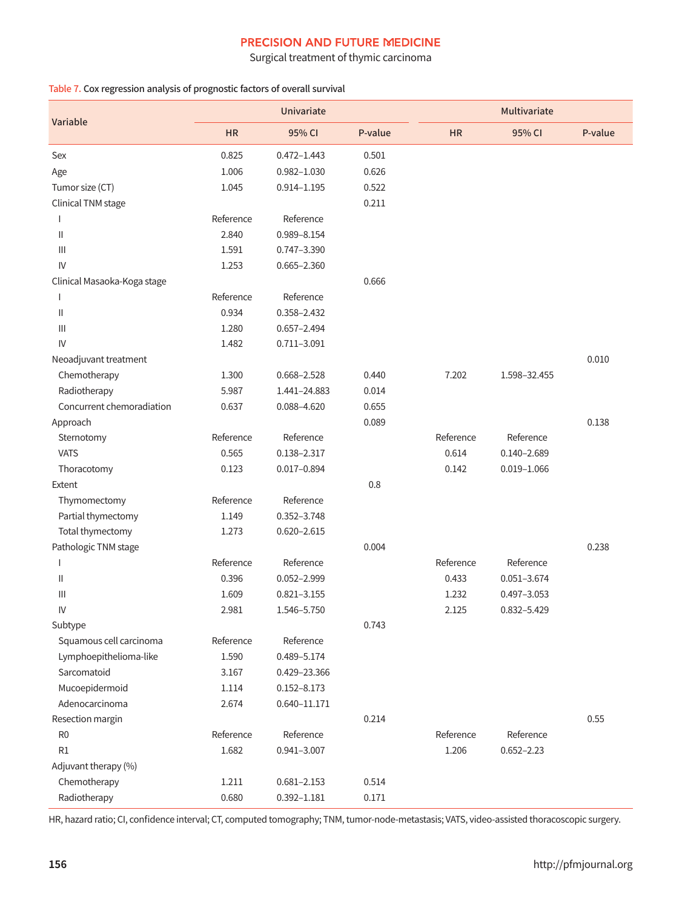Table 7. Cox regression analysis of prognostic factors of overall survival

| Variable | Univariate | | | Multivariate | | |
|---|---|---|---|---|---|---|
| | HR | 95% CI | P-value | HR | 95% CI | P-value |
| Sex | 0.825 | 0.472–1.443 | 0.501 | | | |
| Age | 1.006 | 0.982–1.030 | 0.626 | | | |
| Tumor size (CT) | 1.045 | 0.914–1.195 | 0.522 | | | |
| Clinical TNM stage | | | 0.211 | | | |
| I | Reference | Reference | | | | |
| II | 2.840 | 0.989–8.154 | | | | |
| III | 1.591 | 0.747–3.390 | | | | |
| IV | 1.253 | 0.665–2.360 | | | | |
| Clinical Masaoka-Koga stage | | | 0.666 | | | |
| I | Reference | Reference | | | | |
| II | 0.934 | 0.358–2.432 | | | | |
| III | 1.280 | 0.657–2.494 | | | | |
| IV | 1.482 | 0.711–3.091 | | | | |
| Neoadjuvant treatment | | | | | | 0.010 |
| Chemotherapy | 1.300 | 0.668–2.528 | 0.440 | 7.202 | 1.598–32.455 | |
| Radiotherapy | 5.987 | 1.441–24.883 | 0.014 | | | |
| Concurrent chemoradiation | 0.637 | 0.088–4.620 | 0.655 | | | |
| Approach | | | 0.089 | | | 0.138 |
| Sternotomy | Reference | Reference | | Reference | Reference | |
| VATS | 0.565 | 0.138–2.317 | | 0.614 | 0.140–2.689 | |
| Thoracotomy | 0.123 | 0.017–0.894 | | 0.142 | 0.019–1.066 | |
| Extent | | | 0.8 | | | |
| Thymomectomy | Reference | Reference | | | | |
| Partial thymectomy | 1.149 | 0.352–3.748 | | | | |
| Total thymectomy | 1.273 | 0.620–2.615 | | | | |
| Pathologic TNM stage | | | 0.004 | | | 0.238 |
| I | Reference | Reference | | Reference | Reference | |
| II | 0.396 | 0.052–2.999 | | 0.433 | 0.051–3.674 | |
| III | 1.609 | 0.821–3.155 | | 1.232 | 0.497–3.053 | |
| IV | 2.981 | 1.546–5.750 | | 2.125 | 0.832–5.429 | |
| Subtype | | | 0.743 | | | |
| Squamous cell carcinoma | Reference | Reference | | | | |
| Lymphoepithelioma-like | 1.590 | 0.489–5.174 | | | | |
| Sarcomatoid | 3.167 | 0.429–23.366 | | | | |
| Mucoepidermoid | 1.114 | 0.152–8.173 | | | | |
| Adenocarcinoma | 2.674 | 0.640–11.171 | | | | |
| Resection margin | | | 0.214 | | | 0.55 |
| R0 | Reference | Reference | | Reference | Reference | |
| R1 | 1.682 | 0.941–3.007 | | 1.206 | 0.652–2.23 | |
| Adjuvant therapy (%) | | | | | | |
| Chemotherapy | 1.211 | 0.681–2.153 | 0.514 | | | |
| Radiotherapy | 0.680 | 0.392–1.181 | 0.171 | | | |

HR, hazard ratio; CI, confidence interval; CT, computed tomography; TNM, tumor-node-metastasis; VATS, video-assisted thoracoscopic surgery.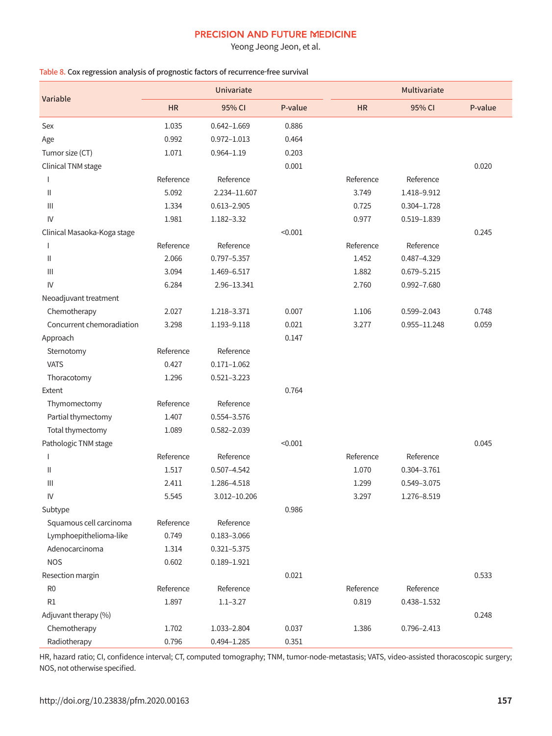Table 8. Cox regression analysis of prognostic factors of recurrence-free survival

| Variable | Univariate | | | Multivariate | | |
|---|---|---|---|---|---|---|
| | HR | 95% CI | P-value | HR | 95% CI | P-value |
| Sex | 1.035 | 0.642–1.669 | 0.886 | | | |
| Age | 0.992 | 0.972–1.013 | 0.464 | | | |
| Tumor size (CT) | 1.071 | 0.964–1.19 | 0.203 | | | |
| Clinical TNM stage | | | 0.001 | | | 0.020 |
| I | Reference | Reference | | Reference | Reference | |
| II | 5.092 | 2.234–11.607 | | 3.749 | 1.418–9.912 | |
| III | 1.334 | 0.613–2.905 | | 0.725 | 0.304–1.728 | |
| IV | 1.981 | 1.182–3.32 | | 0.977 | 0.519–1.839 | |
| Clinical Masaoka-Koga stage | | | <0.001 | | | 0.245 |
| I | Reference | Reference | | Reference | Reference | |
| II | 2.066 | 0.797–5.357 | | 1.452 | 0.487–4.329 | |
| III | 3.094 | 1.469–6.517 | | 1.882 | 0.679–5.215 | |
| IV | 6.284 | 2.96–13.341 | | 2.760 | 0.992–7.680 | |
| Neoadjuvant treatment | | | | | | |
| Chemotherapy | 2.027 | 1.218–3.371 | 0.007 | 1.106 | 0.599–2.043 | 0.748 |
| Concurrent chemoradiation | 3.298 | 1.193–9.118 | 0.021 | 3.277 | 0.955–11.248 | 0.059 |
| Approach | | | 0.147 | | | |
| Sternotomy | Reference | Reference | | | | |
| VATS | 0.427 | 0.171–1.062 | | | | |
| Thoracotomy | 1.296 | 0.521–3.223 | | | | |
| Extent | | | 0.764 | | | |
| Thymomectomy | Reference | Reference | | | | |
| Partial thymectomy | 1.407 | 0.554–3.576 | | | | |
| Total thymectomy | 1.089 | 0.582–2.039 | | | | |
| Pathologic TNM stage | | | <0.001 | | | 0.045 |
| I | Reference | Reference | | Reference | Reference | |
| II | 1.517 | 0.507–4.542 | | 1.070 | 0.304–3.761 | |
| III | 2.411 | 1.286–4.518 | | 1.299 | 0.549–3.075 | |
| IV | 5.545 | 3.012–10.206 | | 3.297 | 1.276–8.519 | |
| Subtype | | | 0.986 | | | |
| Squamous cell carcinoma | Reference | Reference | | | | |
| Lymphoepithelioma-like | 0.749 | 0.183–3.066 | | | | |
| Adenocarcinoma | 1.314 | 0.321–5.375 | | | | |
| NOS | 0.602 | 0.189–1.921 | | | | |
| Resection margin | | | 0.021 | | | 0.533 |
| R0 | Reference | Reference | | Reference | Reference | |
| R1 | 1.897 | 1.1–3.27 | | 0.819 | 0.438–1.532 | |
| Adjuvant therapy (%) | | | | | | 0.248 |
| Chemotherapy | 1.702 | 1.033–2.804 | 0.037 | 1.386 | 0.796–2.413 | |
| Radiotherapy | 0.796 | 0.494–1.285 | 0.351 | | | |

HR, hazard ratio; CI, confidence interval; CT, computed tomography; TNM, tumor-node-metastasis; VATS, video-assisted thoracoscopic surgery; NOS, not otherwise specified.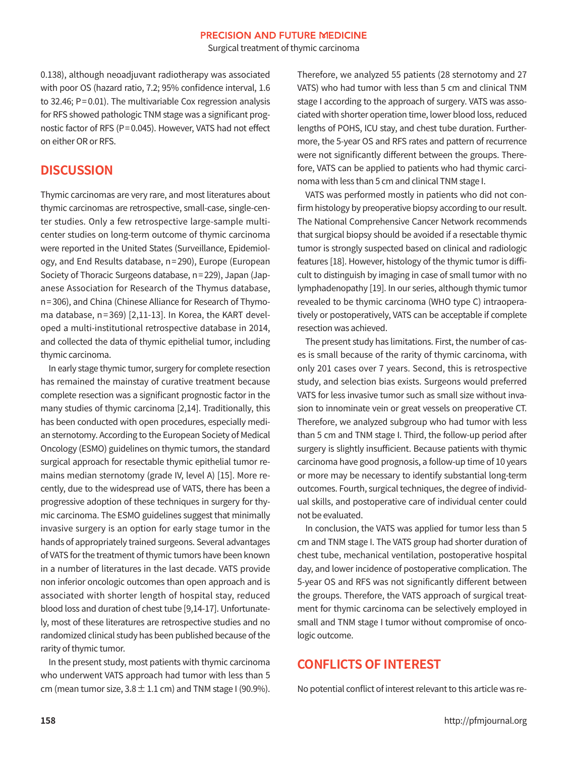0.138), although neoadjuvant radiotherapy was associated with poor OS (hazard ratio, 7.2; 95% confidence interval, 1.6 to 32.46; P=0.01). The multivariable Cox regression analysis for RFS showed pathologic TNM stage was a significant prognostic factor of RFS (P=0.045). However, VATS had not effect on either OR or RFS.

## DISCUSSION

Thymic carcinomas are very rare, and most literatures about thymic carcinomas are retrospective, small-case, single-center studies. Only a few retrospective large-sample multicenter studies on long-term outcome of thymic carcinoma were reported in the United States (Surveillance, Epidemiology, and End Results database, n=290), Europe (European Society of Thoracic Surgeons database, n=229), Japan (Japanese Association for Research of the Thymus database, n=306), and China (Chinese Alliance for Research of Thymoma database, n=369) [2,11-13]. In Korea, the KART developed a multi-institutional retrospective database in 2014, and collected the data of thymic epithelial tumor, including thymic carcinoma.

In early stage thymic tumor, surgery for complete resection has remained the mainstay of curative treatment because complete resection was a significant prognostic factor in the many studies of thymic carcinoma [2,14]. Traditionally, this has been conducted with open procedures, especially median sternotomy. According to the European Society of Medical Oncology (ESMO) guidelines on thymic tumors, the standard surgical approach for resectable thymic epithelial tumor remains median sternotomy (grade IV, level A) [15]. More recently, due to the widespread use of VATS, there has been a progressive adoption of these techniques in surgery for thymic carcinoma. The ESMO guidelines suggest that minimally invasive surgery is an option for early stage tumor in the hands of appropriately trained surgeons. Several advantages of VATS for the treatment of thymic tumors have been known in a number of literatures in the last decade. VATS provide non inferior oncologic outcomes than open approach and is associated with shorter length of hospital stay, reduced blood loss and duration of chest tube [9,14-17]. Unfortunately, most of these literatures are retrospective studies and no randomized clinical study has been published because of the rarity of thymic tumor.

In the present study, most patients with thymic carcinoma who underwent VATS approach had tumor with less than 5 cm (mean tumor size, 3.8±1.1 cm) and TNM stage I (90.9%). Therefore, we analyzed 55 patients (28 sternotomy and 27 VATS) who had tumor with less than 5 cm and clinical TNM stage I according to the approach of surgery. VATS was associated with shorter operation time, lower blood loss, reduced lengths of POHS, ICU stay, and chest tube duration. Furthermore, the 5-year OS and RFS rates and pattern of recurrence were not significantly different between the groups. Therefore, VATS can be applied to patients who had thymic carcinoma with less than 5 cm and clinical TNM stage I.

VATS was performed mostly in patients who did not confirm histology by preoperative biopsy according to our result. The National Comprehensive Cancer Network recommends that surgical biopsy should be avoided if a resectable thymic tumor is strongly suspected based on clinical and radiologic features [18]. However, histology of the thymic tumor is difficult to distinguish by imaging in case of small tumor with no lymphadenopathy [19]. In our series, although thymic tumor revealed to be thymic carcinoma (WHO type C) intraoperatively or postoperatively, VATS can be acceptable if complete resection was achieved.

The present study has limitations. First, the number of cases is small because of the rarity of thymic carcinoma, with only 201 cases over 7 years. Second, this is retrospective study, and selection bias exists. Surgeons would preferred VATS for less invasive tumor such as small size without invasion to innominate vein or great vessels on preoperative CT. Therefore, we analyzed subgroup who had tumor with less than 5 cm and TNM stage I. Third, the follow-up period after surgery is slightly insufficient. Because patients with thymic carcinoma have good prognosis, a follow-up time of 10 years or more may be necessary to identify substantial long-term outcomes. Fourth, surgical techniques, the degree of individual skills, and postoperative care of individual center could not be evaluated.

In conclusion, the VATS was applied for tumor less than 5 cm and TNM stage I. The VATS group had shorter duration of chest tube, mechanical ventilation, postoperative hospital day, and lower incidence of postoperative complication. The 5-year OS and RFS was not significantly different between the groups. Therefore, the VATS approach of surgical treatment for thymic carcinoma can be selectively employed in small and TNM stage I tumor without compromise of oncologic outcome.

## CONFLICTS OF INTEREST

No potential conflict of interest relevant to this article was re-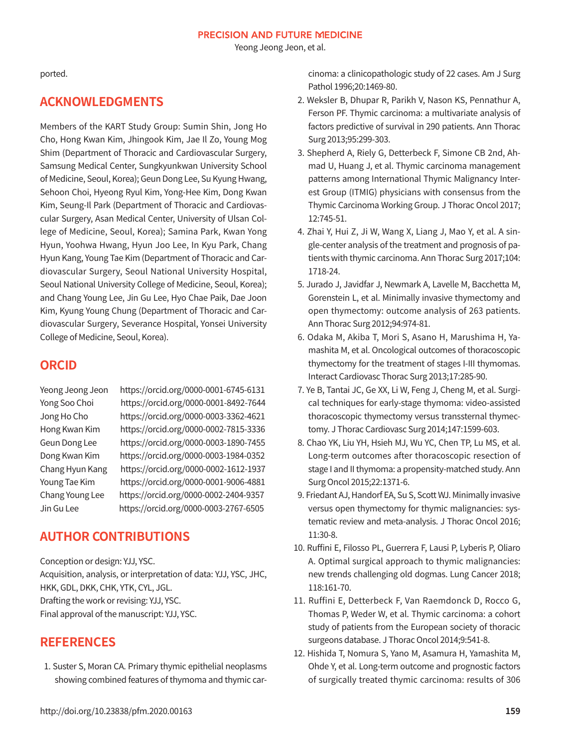ported.

## ACKNOWLEDGMENTS

Members of the KART Study Group: Sumin Shin, Jong Ho Cho, Hong Kwan Kim, Jhingook Kim, Jae Il Zo, Young Mog Shim (Department of Thoracic and Cardiovascular Surgery, Samsung Medical Center, Sungkyunkwan University School of Medicine, Seoul, Korea); Geun Dong Lee, Su Kyung Hwang, Sehoon Choi, Hyeong Ryul Kim, Yong-Hee Kim, Dong Kwan Kim, Seung-Il Park (Department of Thoracic and Cardiovascular Surgery, Asan Medical Center, University of Ulsan College of Medicine, Seoul, Korea); Samina Park, Kwan Yong Hyun, Yoohwa Hwang, Hyun Joo Lee, In Kyu Park, Chang Hyun Kang, Young Tae Kim (Department of Thoracic and Cardiovascular Surgery, Seoul National University Hospital, Seoul National University College of Medicine, Seoul, Korea); and Chang Young Lee, Jin Gu Lee, Hyo Chae Paik, Dae Joon Kim, Kyung Young Chung (Department of Thoracic and Cardiovascular Surgery, Severance Hospital, Yonsei University College of Medicine, Seoul, Korea).

## ORCID

| | |
|---|---|
| Yeong Jeong Jeon | https://orcid.org/0000-0001-6745-6131 |
| Yong Soo Choi | https://orcid.org/0000-0001-8492-7644 |
| Jong Ho Cho | https://orcid.org/0000-0003-3362-4621 |
| Hong Kwan Kim | https://orcid.org/0000-0002-7815-3336 |
| Geun Dong Lee | https://orcid.org/0000-0003-1890-7455 |
| Dong Kwan Kim | https://orcid.org/0000-0003-1984-0352 |
| Chang Hyun Kang | https://orcid.org/0000-0002-1612-1937 |
| Young Tae Kim | https://orcid.org/0000-0001-9006-4881 |
| Chang Young Lee | https://orcid.org/0000-0002-2404-9357 |
| Jin Gu Lee | https://orcid.org/0000-0003-2767-6505 |

## AUTHOR CONTRIBUTIONS

Conception or design: YJJ, YSC.
Acquisition, analysis, or interpretation of data: YJJ, YSC, JHC, HKK, GDL, DKK, CHK, YTK, CYL, JGL.
Drafting the work or revising: YJJ, YSC.
Final approval of the manuscript: YJJ, YSC.

## REFERENCES

1. Suster S, Moran CA. Primary thymic epithelial neoplasms showing combined features of thymoma and thymic carcinoma: a clinicopathologic study of 22 cases. Am J Surg Pathol 1996;20:1469-80.
2. Weksler B, Dhupar R, Parikh V, Nason KS, Pennathur A, Ferson PF. Thymic carcinoma: a multivariate analysis of factors predictive of survival in 290 patients. Ann Thorac Surg 2013;95:299-303.
3. Shepherd A, Riely G, Detterbeck F, Simone CB 2nd, Ahmad U, Huang J, et al. Thymic carcinoma management patterns among International Thymic Malignancy Interest Group (ITMIG) physicians with consensus from the Thymic Carcinoma Working Group. J Thorac Oncol 2017;12:745-51.
4. Zhai Y, Hui Z, Ji W, Wang X, Liang J, Mao Y, et al. A single-center analysis of the treatment and prognosis of patients with thymic carcinoma. Ann Thorac Surg 2017;104:1718-24.
5. Jurado J, Javidfar J, Newmark A, Lavelle M, Bacchetta M, Gorenstein L, et al. Minimally invasive thymectomy and open thymectomy: outcome analysis of 263 patients. Ann Thorac Surg 2012;94:974-81.
6. Odaka M, Akiba T, Mori S, Asano H, Marushima H, Yamashita M, et al. Oncological outcomes of thoracoscopic thymectomy for the treatment of stages I-III thymomas. Interact Cardiovasc Thorac Surg 2013;17:285-90.
7. Ye B, Tantai JC, Ge XX, Li W, Feng J, Cheng M, et al. Surgical techniques for early-stage thymoma: video-assisted thoracoscopic thymectomy versus transsternal thymectomy. J Thorac Cardiovasc Surg 2014;147:1599-603.
8. Chao YK, Liu YH, Hsieh MJ, Wu YC, Chen TP, Lu MS, et al. Long-term outcomes after thoracoscopic resection of stage I and II thymoma: a propensity-matched study. Ann Surg Oncol 2015;22:1371-6.
9. Friedant AJ, Handorf EA, Su S, Scott WJ. Minimally invasive versus open thymectomy for thymic malignancies: systematic review and meta-analysis. J Thorac Oncol 2016;11:30-8.
10. Ruffini E, Filosso PL, Guerrera F, Lausi P, Lyberis P, Oliaro A. Optimal surgical approach to thymic malignancies: new trends challenging old dogmas. Lung Cancer 2018;118:161-70.
11. Ruffini E, Detterbeck F, Van Raemdonck D, Rocco G, Thomas P, Weder W, et al. Thymic carcinoma: a cohort study of patients from the European society of thoracic surgeons database. J Thorac Oncol 2014;9:541-8.
12. Hishida T, Nomura S, Yano M, Asamura H, Yamashita M, Ohde Y, et al. Long-term outcome and prognostic factors of surgically treated thymic carcinoma: results of 306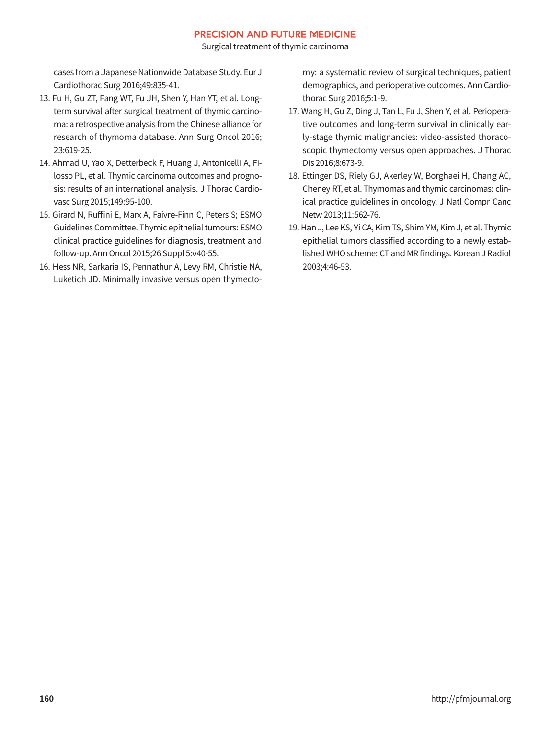cases from a Japanese Nationwide Database Study. Eur J Cardiothorac Surg 2016;49:835-41.

13. Fu H, Gu ZT, Fang WT, Fu JH, Shen Y, Han YT, et al. Long-term survival after surgical treatment of thymic carcinoma: a retrospective analysis from the Chinese alliance for research of thymoma database. Ann Surg Oncol 2016; 23:619-25.
14. Ahmad U, Yao X, Detterbeck F, Huang J, Antonicelli A, Filosso PL, et al. Thymic carcinoma outcomes and prognosis: results of an international analysis. J Thorac Cardiovasc Surg 2015;149:95-100.
15. Girard N, Ruffini E, Marx A, Faivre-Finn C, Peters S; ESMO Guidelines Committee. Thymic epithelial tumours: ESMO clinical practice guidelines for diagnosis, treatment and follow-up. Ann Oncol 2015;26 Suppl 5:v40-55.
16. Hess NR, Sarkaria IS, Pennathur A, Levy RM, Christie NA, Luketich JD. Minimally invasive versus open thymectomy: a systematic review of surgical techniques, patient demographics, and perioperative outcomes. Ann Cardiothorac Surg 2016;5:1-9.
17. Wang H, Gu Z, Ding J, Tan L, Fu J, Shen Y, et al. Perioperative outcomes and long-term survival in clinically early-stage thymic malignancies: video-assisted thoracoscopic thymectomy versus open approaches. J Thorac Dis 2016;8:673-9.
18. Ettinger DS, Riely GJ, Akerley W, Borghaei H, Chang AC, Cheney RT, et al. Thymomas and thymic carcinomas: clinical practice guidelines in oncology. J Natl Compr Canc Netw 2013;11:562-76.
19. Han J, Lee KS, Yi CA, Kim TS, Shim YM, Kim J, et al. Thymic epithelial tumors classified according to a newly established WHO scheme: CT and MR findings. Korean J Radiol 2003;4:46-53.